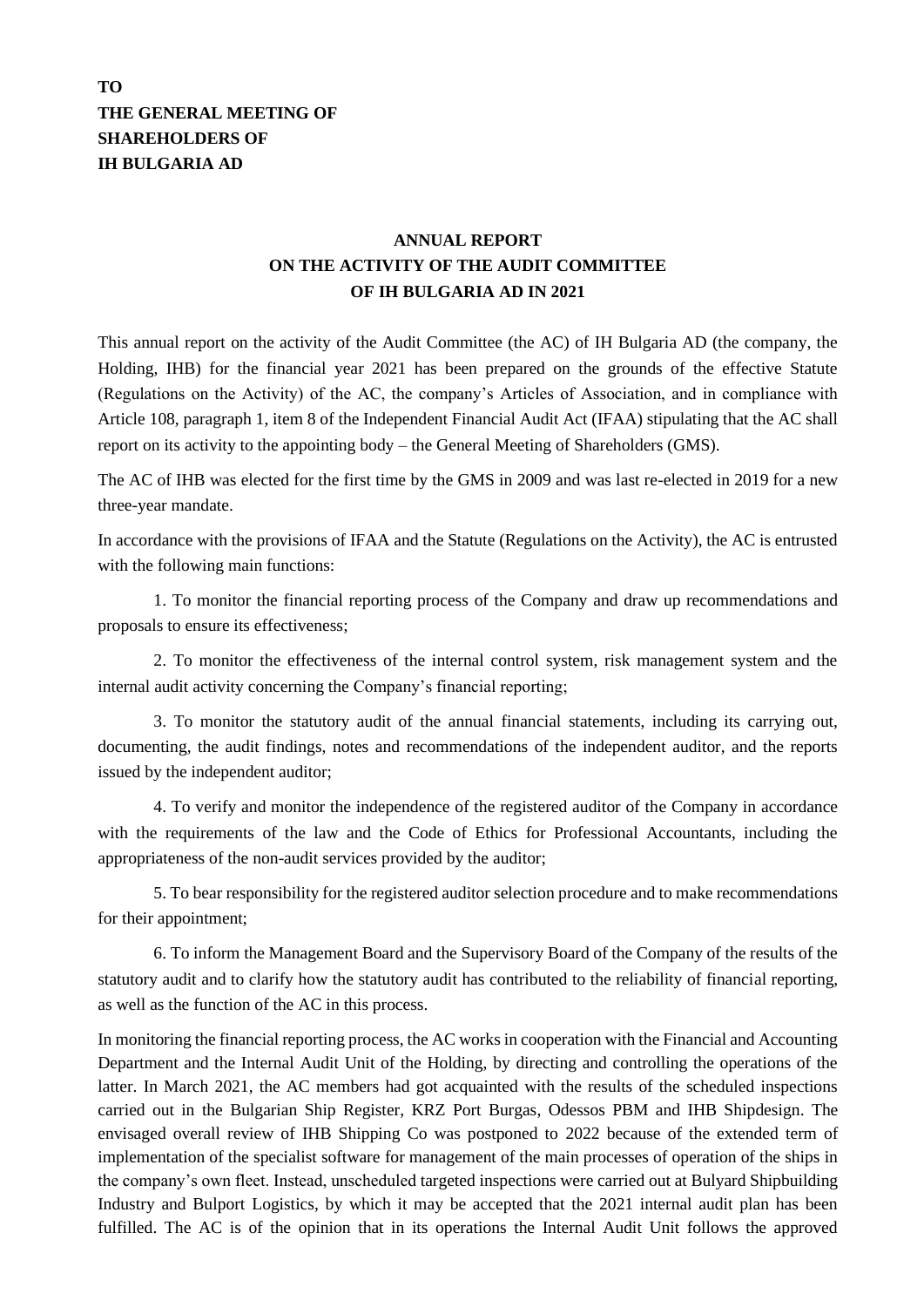**TO**
**THE GENERAL MEETING OF**
**SHAREHOLDERS OF**
**IH BULGARIA AD**

## ANNUAL REPORT ON THE ACTIVITY OF THE AUDIT COMMITTEE OF IH BULGARIA AD IN 2021

This annual report on the activity of the Audit Committee (the AC) of IH Bulgaria AD (the company, the Holding, IHB) for the financial year 2021 has been prepared on the grounds of the effective Statute (Regulations on the Activity) of the AC, the company's Articles of Association, and in compliance with Article 108, paragraph 1, item 8 of the Independent Financial Audit Act (IFAA) stipulating that the AC shall report on its activity to the appointing body – the General Meeting of Shareholders (GMS).

The AC of IHB was elected for the first time by the GMS in 2009 and was last re-elected in 2019 for a new three-year mandate.

In accordance with the provisions of IFAA and the Statute (Regulations on the Activity), the AC is entrusted with the following main functions:

1. To monitor the financial reporting process of the Company and draw up recommendations and proposals to ensure its effectiveness;

2. To monitor the effectiveness of the internal control system, risk management system and the internal audit activity concerning the Company's financial reporting;

3. To monitor the statutory audit of the annual financial statements, including its carrying out, documenting, the audit findings, notes and recommendations of the independent auditor, and the reports issued by the independent auditor;

4. To verify and monitor the independence of the registered auditor of the Company in accordance with the requirements of the law and the Code of Ethics for Professional Accountants, including the appropriateness of the non-audit services provided by the auditor;

5. To bear responsibility for the registered auditor selection procedure and to make recommendations for their appointment;

6. To inform the Management Board and the Supervisory Board of the Company of the results of the statutory audit and to clarify how the statutory audit has contributed to the reliability of financial reporting, as well as the function of the AC in this process.

In monitoring the financial reporting process, the AC works in cooperation with the Financial and Accounting Department and the Internal Audit Unit of the Holding, by directing and controlling the operations of the latter. In March 2021, the AC members had got acquainted with the results of the scheduled inspections carried out in the Bulgarian Ship Register, KRZ Port Burgas, Odessos PBM and IHB Shipdesign. The envisaged overall review of IHB Shipping Co was postponed to 2022 because of the extended term of implementation of the specialist software for management of the main processes of operation of the ships in the company's own fleet. Instead, unscheduled targeted inspections were carried out at Bulyard Shipbuilding Industry and Bulport Logistics, by which it may be accepted that the 2021 internal audit plan has been fulfilled. The AC is of the opinion that in its operations the Internal Audit Unit follows the approved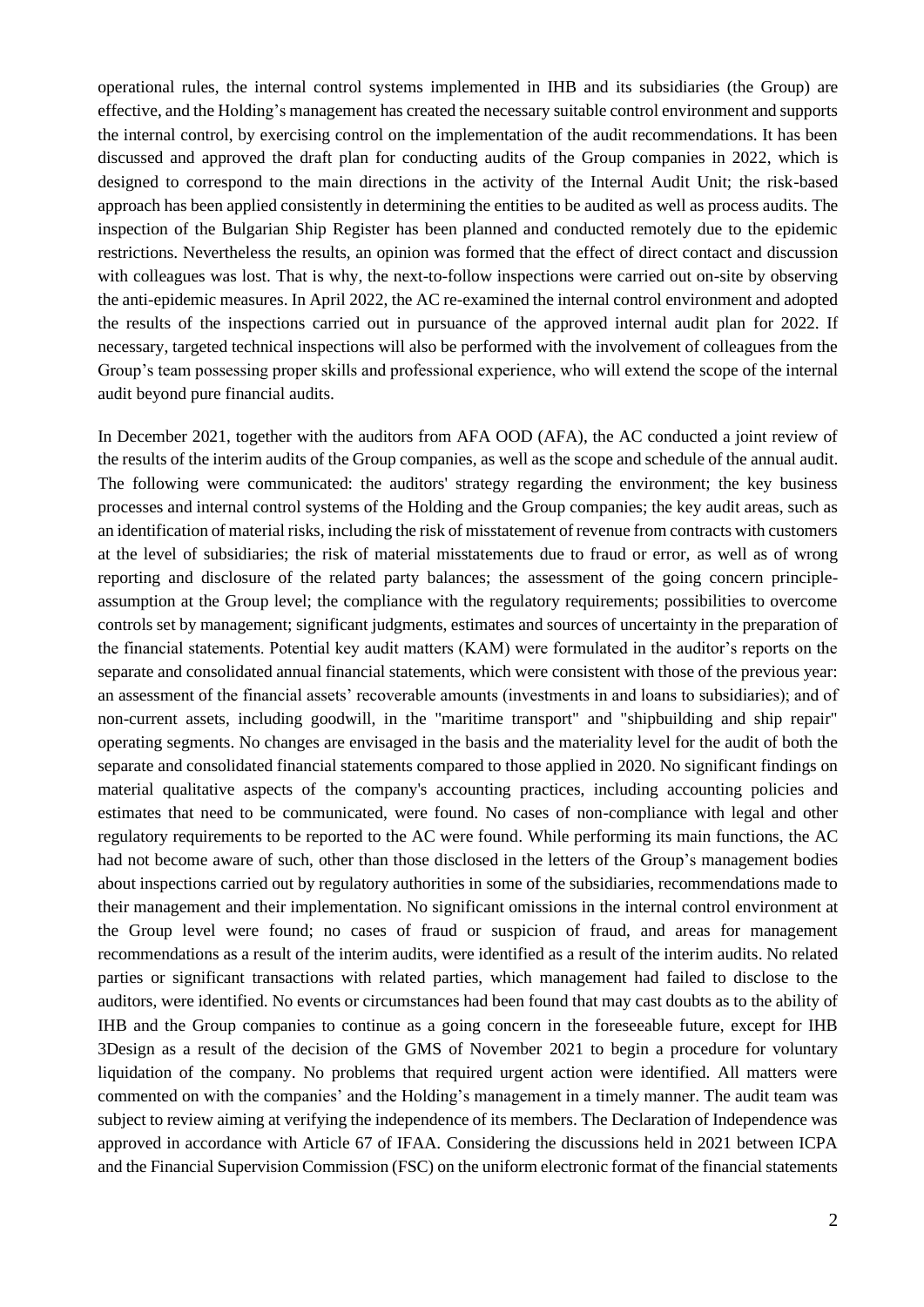operational rules, the internal control systems implemented in IHB and its subsidiaries (the Group) are effective, and the Holding's management has created the necessary suitable control environment and supports the internal control, by exercising control on the implementation of the audit recommendations. It has been discussed and approved the draft plan for conducting audits of the Group companies in 2022, which is designed to correspond to the main directions in the activity of the Internal Audit Unit; the risk-based approach has been applied consistently in determining the entities to be audited as well as process audits. The inspection of the Bulgarian Ship Register has been planned and conducted remotely due to the epidemic restrictions. Nevertheless the results, an opinion was formed that the effect of direct contact and discussion with colleagues was lost. That is why, the next-to-follow inspections were carried out on-site by observing the anti-epidemic measures. In April 2022, the AC re-examined the internal control environment and adopted the results of the inspections carried out in pursuance of the approved internal audit plan for 2022. If necessary, targeted technical inspections will also be performed with the involvement of colleagues from the Group's team possessing proper skills and professional experience, who will extend the scope of the internal audit beyond pure financial audits.

In December 2021, together with the auditors from AFA OOD (AFA), the AC conducted a joint review of the results of the interim audits of the Group companies, as well as the scope and schedule of the annual audit. The following were communicated: the auditors' strategy regarding the environment; the key business processes and internal control systems of the Holding and the Group companies; the key audit areas, such as an identification of material risks, including the risk of misstatement of revenue from contracts with customers at the level of subsidiaries; the risk of material misstatements due to fraud or error, as well as of wrong reporting and disclosure of the related party balances; the assessment of the going concern principle-assumption at the Group level; the compliance with the regulatory requirements; possibilities to overcome controls set by management; significant judgments, estimates and sources of uncertainty in the preparation of the financial statements. Potential key audit matters (KAM) were formulated in the auditor's reports on the separate and consolidated annual financial statements, which were consistent with those of the previous year: an assessment of the financial assets' recoverable amounts (investments in and loans to subsidiaries); and of non-current assets, including goodwill, in the "maritime transport" and "shipbuilding and ship repair" operating segments. No changes are envisaged in the basis and the materiality level for the audit of both the separate and consolidated financial statements compared to those applied in 2020. No significant findings on material qualitative aspects of the company's accounting practices, including accounting policies and estimates that need to be communicated, were found. No cases of non-compliance with legal and other regulatory requirements to be reported to the AC were found. While performing its main functions, the AC had not become aware of such, other than those disclosed in the letters of the Group's management bodies about inspections carried out by regulatory authorities in some of the subsidiaries, recommendations made to their management and their implementation. No significant omissions in the internal control environment at the Group level were found; no cases of fraud or suspicion of fraud, and areas for management recommendations as a result of the interim audits, were identified as a result of the interim audits. No related parties or significant transactions with related parties, which management had failed to disclose to the auditors, were identified. No events or circumstances had been found that may cast doubts as to the ability of IHB and the Group companies to continue as a going concern in the foreseeable future, except for IHB 3Design as a result of the decision of the GMS of November 2021 to begin a procedure for voluntary liquidation of the company. No problems that required urgent action were identified. All matters were commented on with the companies' and the Holding's management in a timely manner. The audit team was subject to review aiming at verifying the independence of its members. The Declaration of Independence was approved in accordance with Article 67 of IFAA. Considering the discussions held in 2021 between ICPA and the Financial Supervision Commission (FSC) on the uniform electronic format of the financial statements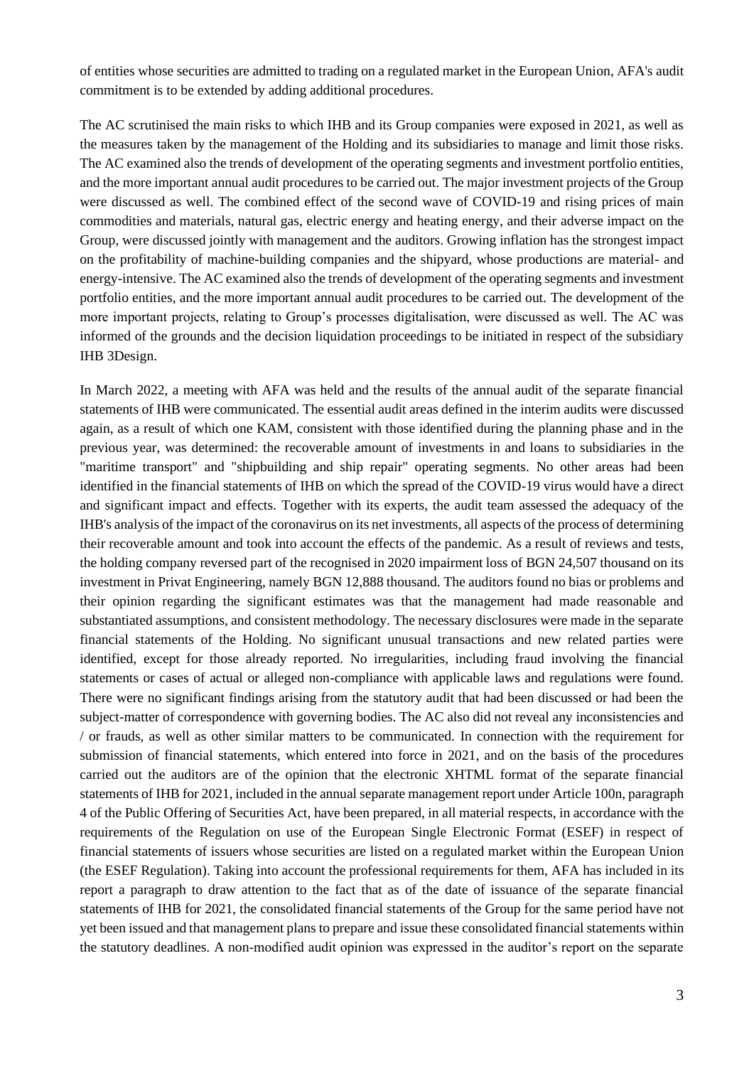of entities whose securities are admitted to trading on a regulated market in the European Union, AFA's audit commitment is to be extended by adding additional procedures.

The AC scrutinised the main risks to which IHB and its Group companies were exposed in 2021, as well as the measures taken by the management of the Holding and its subsidiaries to manage and limit those risks. The AC examined also the trends of development of the operating segments and investment portfolio entities, and the more important annual audit procedures to be carried out. The major investment projects of the Group were discussed as well. The combined effect of the second wave of COVID-19 and rising prices of main commodities and materials, natural gas, electric energy and heating energy, and their adverse impact on the Group, were discussed jointly with management and the auditors. Growing inflation has the strongest impact on the profitability of machine-building companies and the shipyard, whose productions are material- and energy-intensive. The AC examined also the trends of development of the operating segments and investment portfolio entities, and the more important annual audit procedures to be carried out. The development of the more important projects, relating to Group's processes digitalisation, were discussed as well. The AC was informed of the grounds and the decision liquidation proceedings to be initiated in respect of the subsidiary IHB 3Design.

In March 2022, a meeting with AFA was held and the results of the annual audit of the separate financial statements of IHB were communicated. The essential audit areas defined in the interim audits were discussed again, as a result of which one KAM, consistent with those identified during the planning phase and in the previous year, was determined: the recoverable amount of investments in and loans to subsidiaries in the "maritime transport" and "shipbuilding and ship repair" operating segments. No other areas had been identified in the financial statements of IHB on which the spread of the COVID-19 virus would have a direct and significant impact and effects. Together with its experts, the audit team assessed the adequacy of the IHB's analysis of the impact of the coronavirus on its net investments, all aspects of the process of determining their recoverable amount and took into account the effects of the pandemic. As a result of reviews and tests, the holding company reversed part of the recognised in 2020 impairment loss of BGN 24,507 thousand on its investment in Privat Engineering, namely BGN 12,888 thousand. The auditors found no bias or problems and their opinion regarding the significant estimates was that the management had made reasonable and substantiated assumptions, and consistent methodology. The necessary disclosures were made in the separate financial statements of the Holding. No significant unusual transactions and new related parties were identified, except for those already reported. No irregularities, including fraud involving the financial statements or cases of actual or alleged non-compliance with applicable laws and regulations were found. There were no significant findings arising from the statutory audit that had been discussed or had been the subject-matter of correspondence with governing bodies. The AC also did not reveal any inconsistencies and / or frauds, as well as other similar matters to be communicated. In connection with the requirement for submission of financial statements, which entered into force in 2021, and on the basis of the procedures carried out the auditors are of the opinion that the electronic XHTML format of the separate financial statements of IHB for 2021, included in the annual separate management report under Article 100n, paragraph 4 of the Public Offering of Securities Act, have been prepared, in all material respects, in accordance with the requirements of the Regulation on use of the European Single Electronic Format (ESEF) in respect of financial statements of issuers whose securities are listed on a regulated market within the European Union (the ESEF Regulation). Taking into account the professional requirements for them, AFA has included in its report a paragraph to draw attention to the fact that as of the date of issuance of the separate financial statements of IHB for 2021, the consolidated financial statements of the Group for the same period have not yet been issued and that management plans to prepare and issue these consolidated financial statements within the statutory deadlines. A non-modified audit opinion was expressed in the auditor's report on the separate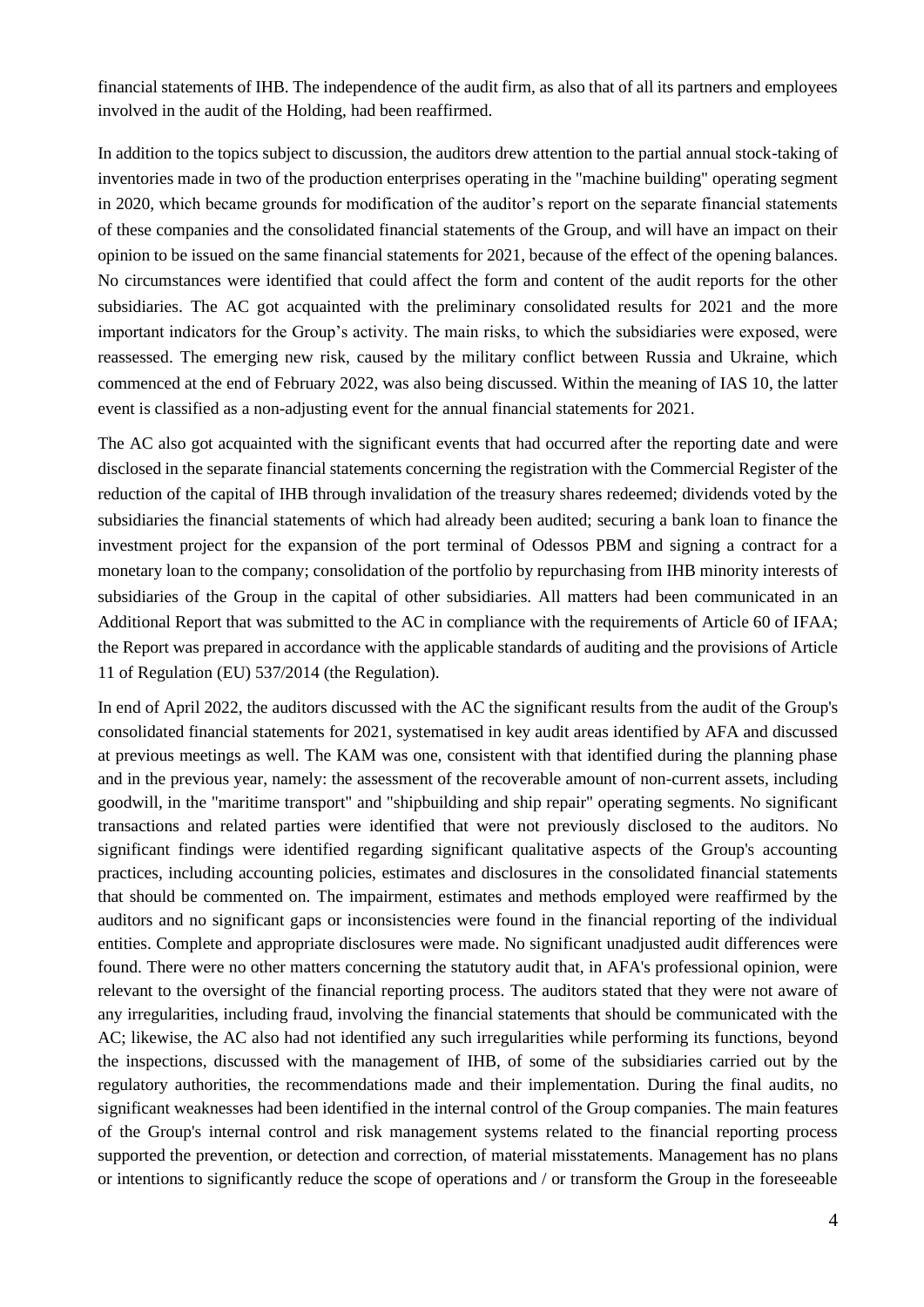financial statements of IHB. The independence of the audit firm, as also that of all its partners and employees involved in the audit of the Holding, had been reaffirmed.

In addition to the topics subject to discussion, the auditors drew attention to the partial annual stock-taking of inventories made in two of the production enterprises operating in the "machine building" operating segment in 2020, which became grounds for modification of the auditor's report on the separate financial statements of these companies and the consolidated financial statements of the Group, and will have an impact on their opinion to be issued on the same financial statements for 2021, because of the effect of the opening balances. No circumstances were identified that could affect the form and content of the audit reports for the other subsidiaries. The AC got acquainted with the preliminary consolidated results for 2021 and the more important indicators for the Group's activity. The main risks, to which the subsidiaries were exposed, were reassessed. The emerging new risk, caused by the military conflict between Russia and Ukraine, which commenced at the end of February 2022, was also being discussed. Within the meaning of IAS 10, the latter event is classified as a non-adjusting event for the annual financial statements for 2021.

The AC also got acquainted with the significant events that had occurred after the reporting date and were disclosed in the separate financial statements concerning the registration with the Commercial Register of the reduction of the capital of IHB through invalidation of the treasury shares redeemed; dividends voted by the subsidiaries the financial statements of which had already been audited; securing a bank loan to finance the investment project for the expansion of the port terminal of Odessos PBM and signing a contract for a monetary loan to the company; consolidation of the portfolio by repurchasing from IHB minority interests of subsidiaries of the Group in the capital of other subsidiaries. All matters had been communicated in an Additional Report that was submitted to the AC in compliance with the requirements of Article 60 of IFAA; the Report was prepared in accordance with the applicable standards of auditing and the provisions of Article 11 of Regulation (EU) 537/2014 (the Regulation).

In end of April 2022, the auditors discussed with the AC the significant results from the audit of the Group's consolidated financial statements for 2021, systematised in key audit areas identified by AFA and discussed at previous meetings as well. The KAM was one, consistent with that identified during the planning phase and in the previous year, namely: the assessment of the recoverable amount of non-current assets, including goodwill, in the "maritime transport" and "shipbuilding and ship repair" operating segments. No significant transactions and related parties were identified that were not previously disclosed to the auditors. No significant findings were identified regarding significant qualitative aspects of the Group's accounting practices, including accounting policies, estimates and disclosures in the consolidated financial statements that should be commented on. The impairment, estimates and methods employed were reaffirmed by the auditors and no significant gaps or inconsistencies were found in the financial reporting of the individual entities. Complete and appropriate disclosures were made. No significant unadjusted audit differences were found. There were no other matters concerning the statutory audit that, in AFA's professional opinion, were relevant to the oversight of the financial reporting process. The auditors stated that they were not aware of any irregularities, including fraud, involving the financial statements that should be communicated with the AC; likewise, the AC also had not identified any such irregularities while performing its functions, beyond the inspections, discussed with the management of IHB, of some of the subsidiaries carried out by the regulatory authorities, the recommendations made and their implementation. During the final audits, no significant weaknesses had been identified in the internal control of the Group companies. The main features of the Group's internal control and risk management systems related to the financial reporting process supported the prevention, or detection and correction, of material misstatements. Management has no plans or intentions to significantly reduce the scope of operations and / or transform the Group in the foreseeable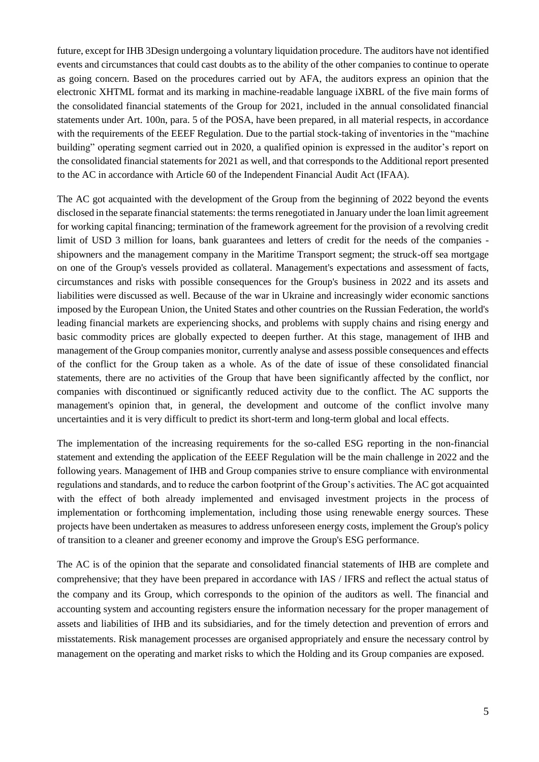future, except for IHB 3Design undergoing a voluntary liquidation procedure. The auditors have not identified events and circumstances that could cast doubts as to the ability of the other companies to continue to operate as going concern. Based on the procedures carried out by AFA, the auditors express an opinion that the electronic XHTML format and its marking in machine-readable language iXBRL of the five main forms of the consolidated financial statements of the Group for 2021, included in the annual consolidated financial statements under Art. 100n, para. 5 of the POSA, have been prepared, in all material respects, in accordance with the requirements of the EEEF Regulation. Due to the partial stock-taking of inventories in the "machine building" operating segment carried out in 2020, a qualified opinion is expressed in the auditor's report on the consolidated financial statements for 2021 as well, and that corresponds to the Additional report presented to the AC in accordance with Article 60 of the Independent Financial Audit Act (IFAA).

The AC got acquainted with the development of the Group from the beginning of 2022 beyond the events disclosed in the separate financial statements: the terms renegotiated in January under the loan limit agreement for working capital financing; termination of the framework agreement for the provision of a revolving credit limit of USD 3 million for loans, bank guarantees and letters of credit for the needs of the companies - shipowners and the management company in the Maritime Transport segment; the struck-off sea mortgage on one of the Group's vessels provided as collateral. Management's expectations and assessment of facts, circumstances and risks with possible consequences for the Group's business in 2022 and its assets and liabilities were discussed as well. Because of the war in Ukraine and increasingly wider economic sanctions imposed by the European Union, the United States and other countries on the Russian Federation, the world's leading financial markets are experiencing shocks, and problems with supply chains and rising energy and basic commodity prices are globally expected to deepen further. At this stage, management of IHB and management of the Group companies monitor, currently analyse and assess possible consequences and effects of the conflict for the Group taken as a whole. As of the date of issue of these consolidated financial statements, there are no activities of the Group that have been significantly affected by the conflict, nor companies with discontinued or significantly reduced activity due to the conflict. The AC supports the management's opinion that, in general, the development and outcome of the conflict involve many uncertainties and it is very difficult to predict its short-term and long-term global and local effects.

The implementation of the increasing requirements for the so-called ESG reporting in the non-financial statement and extending the application of the EEEF Regulation will be the main challenge in 2022 and the following years. Management of IHB and Group companies strive to ensure compliance with environmental regulations and standards, and to reduce the carbon footprint of the Group's activities. The AC got acquainted with the effect of both already implemented and envisaged investment projects in the process of implementation or forthcoming implementation, including those using renewable energy sources. These projects have been undertaken as measures to address unforeseen energy costs, implement the Group's policy of transition to a cleaner and greener economy and improve the Group's ESG performance.

The AC is of the opinion that the separate and consolidated financial statements of IHB are complete and comprehensive; that they have been prepared in accordance with IAS / IFRS and reflect the actual status of the company and its Group, which corresponds to the opinion of the auditors as well. The financial and accounting system and accounting registers ensure the information necessary for the proper management of assets and liabilities of IHB and its subsidiaries, and for the timely detection and prevention of errors and misstatements. Risk management processes are organised appropriately and ensure the necessary control by management on the operating and market risks to which the Holding and its Group companies are exposed.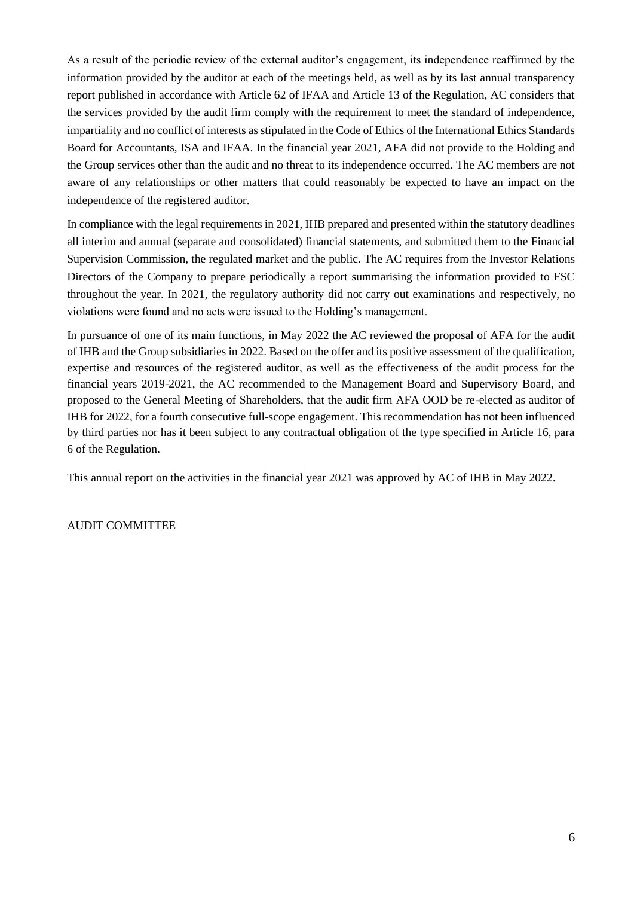As a result of the periodic review of the external auditor's engagement, its independence reaffirmed by the information provided by the auditor at each of the meetings held, as well as by its last annual transparency report published in accordance with Article 62 of IFAA and Article 13 of the Regulation, AC considers that the services provided by the audit firm comply with the requirement to meet the standard of independence, impartiality and no conflict of interests as stipulated in the Code of Ethics of the International Ethics Standards Board for Accountants, ISA and IFAA. In the financial year 2021, AFA did not provide to the Holding and the Group services other than the audit and no threat to its independence occurred. The AC members are not aware of any relationships or other matters that could reasonably be expected to have an impact on the independence of the registered auditor.

In compliance with the legal requirements in 2021, IHB prepared and presented within the statutory deadlines all interim and annual (separate and consolidated) financial statements, and submitted them to the Financial Supervision Commission, the regulated market and the public. The AC requires from the Investor Relations Directors of the Company to prepare periodically a report summarising the information provided to FSC throughout the year. In 2021, the regulatory authority did not carry out examinations and respectively, no violations were found and no acts were issued to the Holding's management.

In pursuance of one of its main functions, in May 2022 the AC reviewed the proposal of AFA for the audit of IHB and the Group subsidiaries in 2022. Based on the offer and its positive assessment of the qualification, expertise and resources of the registered auditor, as well as the effectiveness of the audit process for the financial years 2019-2021, the AC recommended to the Management Board and Supervisory Board, and proposed to the General Meeting of Shareholders, that the audit firm AFA OOD be re-elected as auditor of IHB for 2022, for a fourth consecutive full-scope engagement. This recommendation has not been influenced by third parties nor has it been subject to any contractual obligation of the type specified in Article 16, para 6 of the Regulation.

This annual report on the activities in the financial year 2021 was approved by AC of IHB in May 2022.

AUDIT COMMITTEE